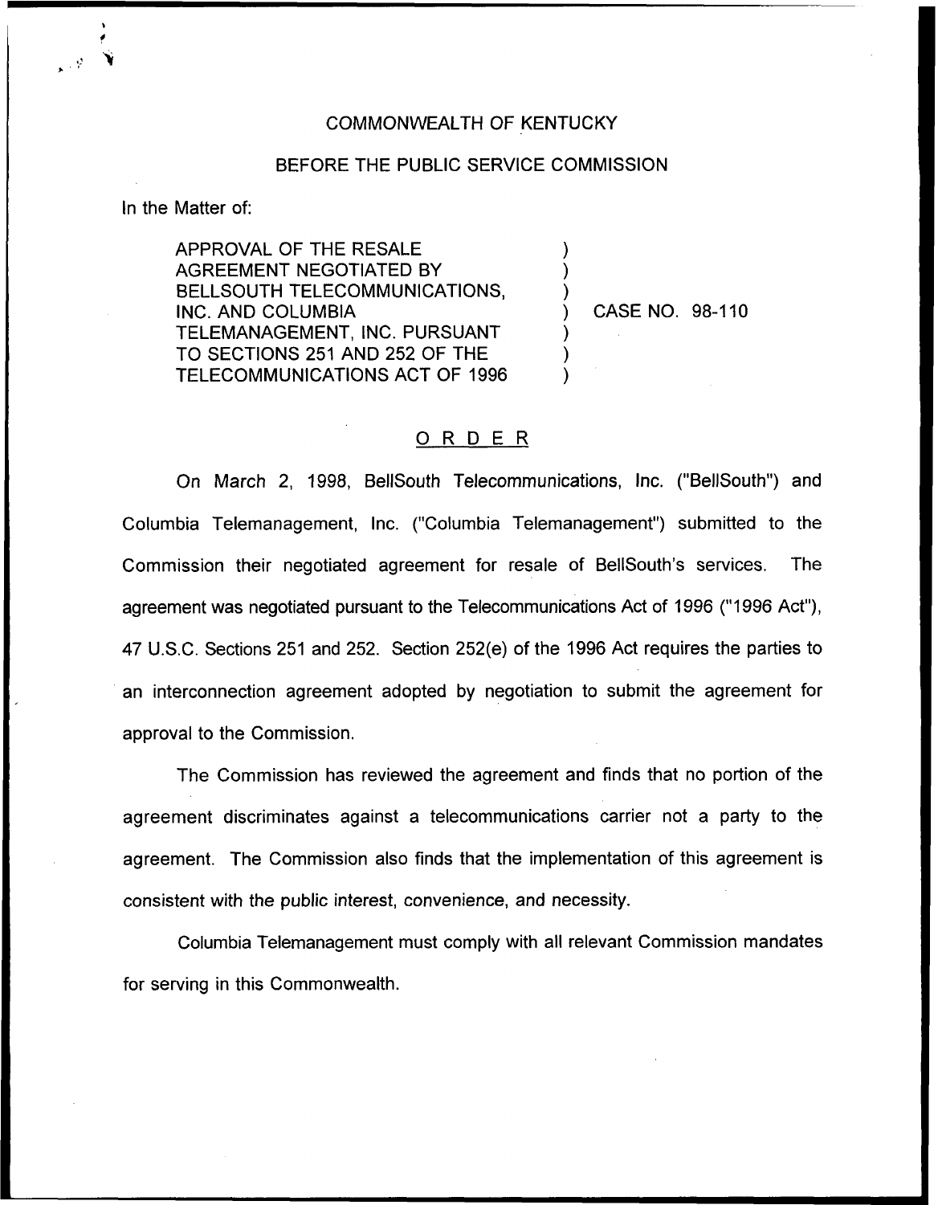COMMONWEALTH OF KENTUCKY

BEFORE THE PUBLIC SERVICE COMMISSION

In the Matter of:

APPROVAL OF THE RESALE AGREEMENT NEGOTIATED BY BELLSOUTH TELECOMMUNICATIONS, INC. AND COLUMBIA TELEMANAGEMENT, INC. PURSUANT TO SECTIONS 251 AND 252 OF THE TELECOMMUNICATIONS ACT OF 1996 ) CASE NO. 98-110

# ORDER

On March 2, 1998, BellSouth Telecommunications, Inc. ("BellSouth") and Columbia Telemanagement, Inc. ("Columbia Telemanagement") submitted to the Commission their negotiated agreement for resale of BellSouth's services. The agreement was negotiated pursuant to the Telecommunications Act of 1996 ("1996 Act"), 47 U.S.C. Sections 251 and 252. Section 252(e) of the 1996 Act requires the parties to an interconnection agreement adopted by negotiation to submit the agreement for approval to the Commission.

The Commission has reviewed the agreement and finds that no portion of the agreement discriminates against a telecommunications carrier not a party to the agreement. The Commission also finds that the implementation of this agreement is consistent with the public interest, convenience, and necessity.

Columbia Telemanagement must comply with all relevant Commission mandates for serving in this Commonwealth.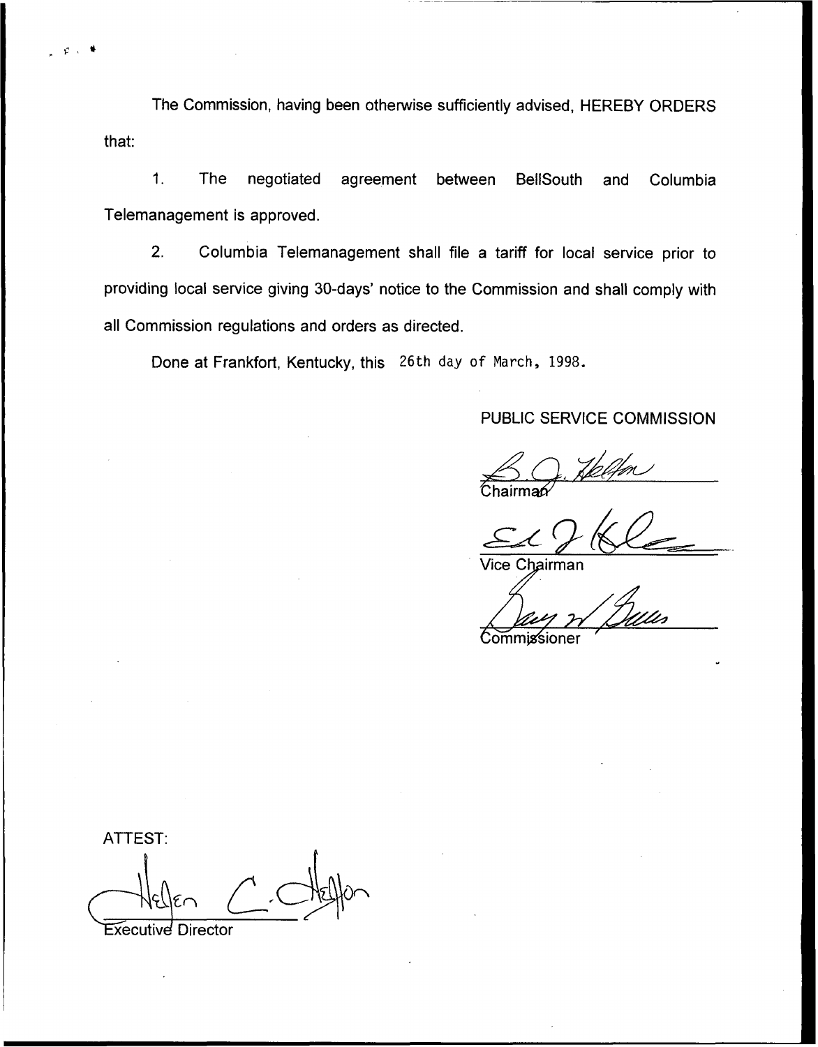The Commission, having been otherwise sufficiently advised, HEREBY ORDERS that:

1. The negotiated agreement between BellSouth and Columbia Telemanagement is approved.

2. Columbia Telemanagement shall file a tariff for local service prior to providing local service giving 30-days' notice to the Commission and shall comply with all Commission regulations and orders as directed.

Done at Frankfort, Kentucky, this 26th day of March, 1998.

PUBLIC SERVICE COMMISSION

Chairman

Vice Chairman

Commissioner

ATTEST:

Executive Director